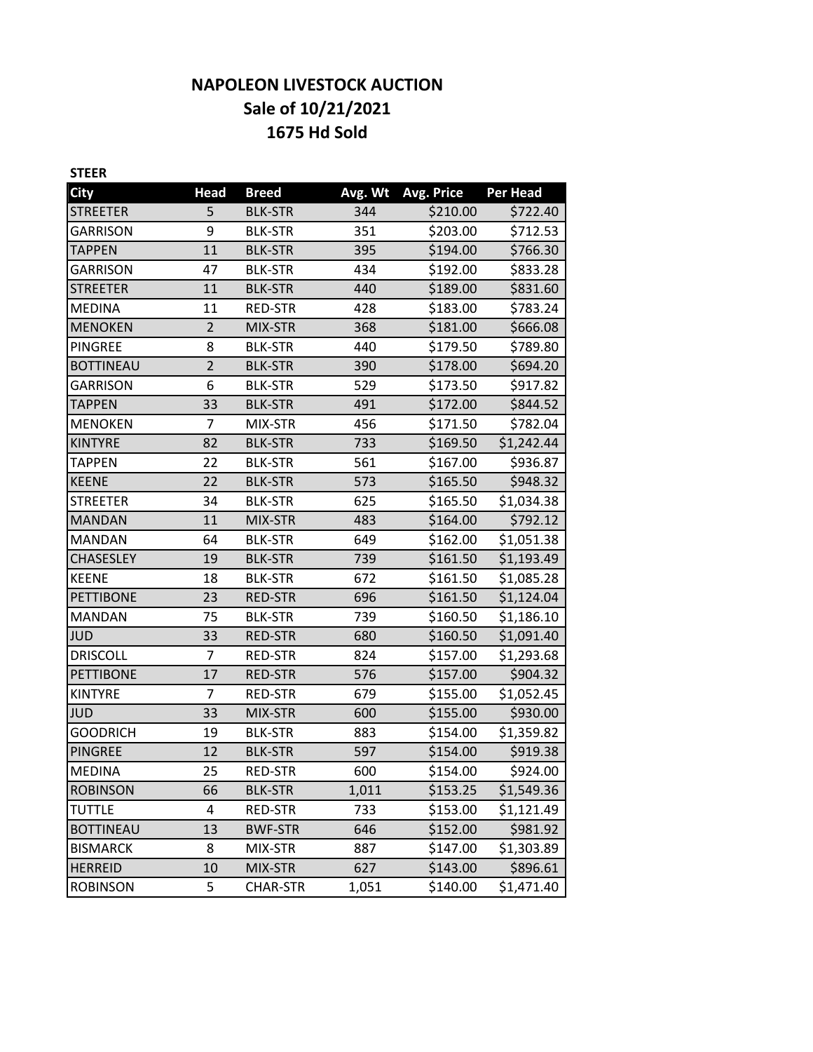# NAPOLEON LIVESTOCK AUCTION

## Sale of 10/21/2021

## 1675 Hd Sold

**STEER**

| City | Head | Breed | Avg. Wt | Avg. Price | Per Head |
|---|---|---|---|---|---|
| STREETER | 5 | BLK-STR | 344 | $210.00 | $722.40 |
| GARRISON | 9 | BLK-STR | 351 | $203.00 | $712.53 |
| TAPPEN | 11 | BLK-STR | 395 | $194.00 | $766.30 |
| GARRISON | 47 | BLK-STR | 434 | $192.00 | $833.28 |
| STREETER | 11 | BLK-STR | 440 | $189.00 | $831.60 |
| MEDINA | 11 | RED-STR | 428 | $183.00 | $783.24 |
| MENOKEN | 2 | MIX-STR | 368 | $181.00 | $666.08 |
| PINGREE | 8 | BLK-STR | 440 | $179.50 | $789.80 |
| BOTTINEAU | 2 | BLK-STR | 390 | $178.00 | $694.20 |
| GARRISON | 6 | BLK-STR | 529 | $173.50 | $917.82 |
| TAPPEN | 33 | BLK-STR | 491 | $172.00 | $844.52 |
| MENOKEN | 7 | MIX-STR | 456 | $171.50 | $782.04 |
| KINTYRE | 82 | BLK-STR | 733 | $169.50 | $1,242.44 |
| TAPPEN | 22 | BLK-STR | 561 | $167.00 | $936.87 |
| KEENE | 22 | BLK-STR | 573 | $165.50 | $948.32 |
| STREETER | 34 | BLK-STR | 625 | $165.50 | $1,034.38 |
| MANDAN | 11 | MIX-STR | 483 | $164.00 | $792.12 |
| MANDAN | 64 | BLK-STR | 649 | $162.00 | $1,051.38 |
| CHASESLEY | 19 | BLK-STR | 739 | $161.50 | $1,193.49 |
| KEENE | 18 | BLK-STR | 672 | $161.50 | $1,085.28 |
| PETTIBONE | 23 | RED-STR | 696 | $161.50 | $1,124.04 |
| MANDAN | 75 | BLK-STR | 739 | $160.50 | $1,186.10 |
| JUD | 33 | RED-STR | 680 | $160.50 | $1,091.40 |
| DRISCOLL | 7 | RED-STR | 824 | $157.00 | $1,293.68 |
| PETTIBONE | 17 | RED-STR | 576 | $157.00 | $904.32 |
| KINTYRE | 7 | RED-STR | 679 | $155.00 | $1,052.45 |
| JUD | 33 | MIX-STR | 600 | $155.00 | $930.00 |
| GOODRICH | 19 | BLK-STR | 883 | $154.00 | $1,359.82 |
| PINGREE | 12 | BLK-STR | 597 | $154.00 | $919.38 |
| MEDINA | 25 | RED-STR | 600 | $154.00 | $924.00 |
| ROBINSON | 66 | BLK-STR | 1,011 | $153.25 | $1,549.36 |
| TUTTLE | 4 | RED-STR | 733 | $153.00 | $1,121.49 |
| BOTTINEAU | 13 | BWF-STR | 646 | $152.00 | $981.92 |
| BISMARCK | 8 | MIX-STR | 887 | $147.00 | $1,303.89 |
| HERREID | 10 | MIX-STR | 627 | $143.00 | $896.61 |
| ROBINSON | 5 | CHAR-STR | 1,051 | $140.00 | $1,471.40 |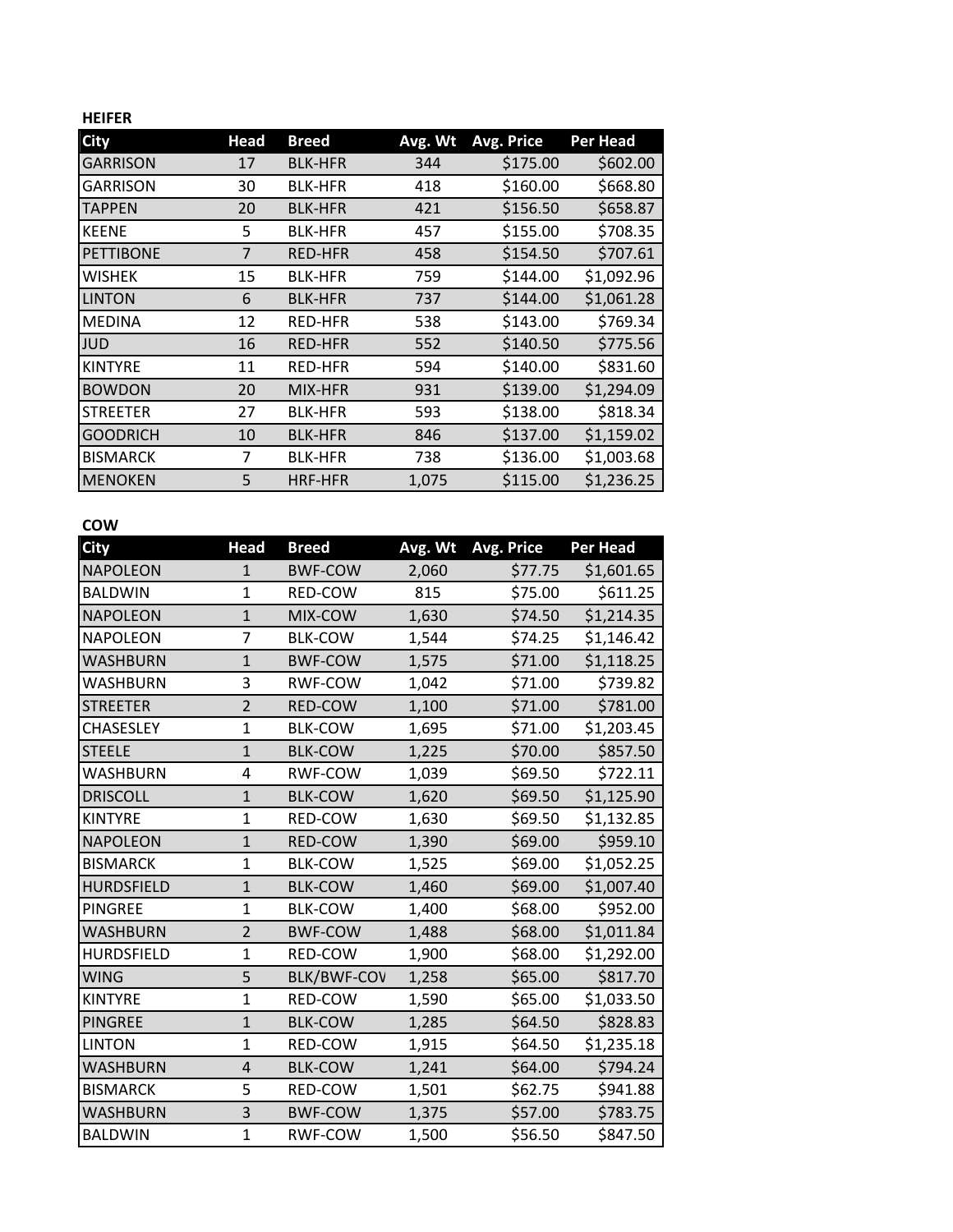**HEIFER**

| City | Head | Breed | Avg. Wt | Avg. Price | Per Head |
|---|---|---|---|---|---|
| GARRISON | 17 | BLK-HFR | 344 | $175.00 | $602.00 |
| GARRISON | 30 | BLK-HFR | 418 | $160.00 | $668.80 |
| TAPPEN | 20 | BLK-HFR | 421 | $156.50 | $658.87 |
| KEENE | 5 | BLK-HFR | 457 | $155.00 | $708.35 |
| PETTIBONE | 7 | RED-HFR | 458 | $154.50 | $707.61 |
| WISHEK | 15 | BLK-HFR | 759 | $144.00 | $1,092.96 |
| LINTON | 6 | BLK-HFR | 737 | $144.00 | $1,061.28 |
| MEDINA | 12 | RED-HFR | 538 | $143.00 | $769.34 |
| JUD | 16 | RED-HFR | 552 | $140.50 | $775.56 |
| KINTYRE | 11 | RED-HFR | 594 | $140.00 | $831.60 |
| BOWDON | 20 | MIX-HFR | 931 | $139.00 | $1,294.09 |
| STREETER | 27 | BLK-HFR | 593 | $138.00 | $818.34 |
| GOODRICH | 10 | BLK-HFR | 846 | $137.00 | $1,159.02 |
| BISMARCK | 7 | BLK-HFR | 738 | $136.00 | $1,003.68 |
| MENOKEN | 5 | HRF-HFR | 1,075 | $115.00 | $1,236.25 |

**COW**

| City | Head | Breed | Avg. Wt | Avg. Price | Per Head |
|---|---|---|---|---|---|
| NAPOLEON | 1 | BWF-COW | 2,060 | $77.75 | $1,601.65 |
| BALDWIN | 1 | RED-COW | 815 | $75.00 | $611.25 |
| NAPOLEON | 1 | MIX-COW | 1,630 | $74.50 | $1,214.35 |
| NAPOLEON | 7 | BLK-COW | 1,544 | $74.25 | $1,146.42 |
| WASHBURN | 1 | BWF-COW | 1,575 | $71.00 | $1,118.25 |
| WASHBURN | 3 | RWF-COW | 1,042 | $71.00 | $739.82 |
| STREETER | 2 | RED-COW | 1,100 | $71.00 | $781.00 |
| CHASESLEY | 1 | BLK-COW | 1,695 | $71.00 | $1,203.45 |
| STEELE | 1 | BLK-COW | 1,225 | $70.00 | $857.50 |
| WASHBURN | 4 | RWF-COW | 1,039 | $69.50 | $722.11 |
| DRISCOLL | 1 | BLK-COW | 1,620 | $69.50 | $1,125.90 |
| KINTYRE | 1 | RED-COW | 1,630 | $69.50 | $1,132.85 |
| NAPOLEON | 1 | RED-COW | 1,390 | $69.00 | $959.10 |
| BISMARCK | 1 | BLK-COW | 1,525 | $69.00 | $1,052.25 |
| HURDSFIELD | 1 | BLK-COW | 1,460 | $69.00 | $1,007.40 |
| PINGREE | 1 | BLK-COW | 1,400 | $68.00 | $952.00 |
| WASHBURN | 2 | BWF-COW | 1,488 | $68.00 | $1,011.84 |
| HURDSFIELD | 1 | RED-COW | 1,900 | $68.00 | $1,292.00 |
| WING | 5 | BLK/BWF-COV | 1,258 | $65.00 | $817.70 |
| KINTYRE | 1 | RED-COW | 1,590 | $65.00 | $1,033.50 |
| PINGREE | 1 | BLK-COW | 1,285 | $64.50 | $828.83 |
| LINTON | 1 | RED-COW | 1,915 | $64.50 | $1,235.18 |
| WASHBURN | 4 | BLK-COW | 1,241 | $64.00 | $794.24 |
| BISMARCK | 5 | RED-COW | 1,501 | $62.75 | $941.88 |
| WASHBURN | 3 | BWF-COW | 1,375 | $57.00 | $783.75 |
| BALDWIN | 1 | RWF-COW | 1,500 | $56.50 | $847.50 |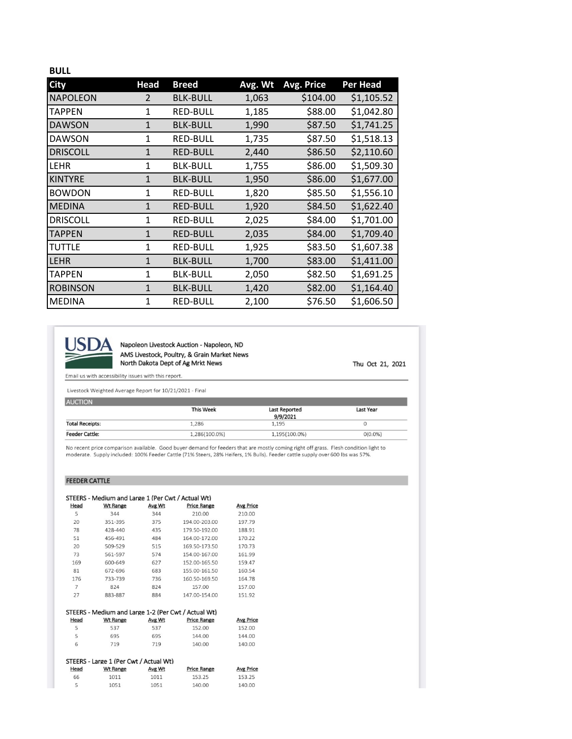**BULL**

| City | Head | Breed | Avg. Wt | Avg. Price | Per Head |
|---|---|---|---|---|---|
| NAPOLEON | 2 | BLK-BULL | 1,063 | $104.00 | $1,105.52 |
| TAPPEN | 1 | RED-BULL | 1,185 | $88.00 | $1,042.80 |
| DAWSON | 1 | BLK-BULL | 1,990 | $87.50 | $1,741.25 |
| DAWSON | 1 | RED-BULL | 1,735 | $87.50 | $1,518.13 |
| DRISCOLL | 1 | RED-BULL | 2,440 | $86.50 | $2,110.60 |
| LEHR | 1 | BLK-BULL | 1,755 | $86.00 | $1,509.30 |
| KINTYRE | 1 | BLK-BULL | 1,950 | $86.00 | $1,677.00 |
| BOWDON | 1 | RED-BULL | 1,820 | $85.50 | $1,556.10 |
| MEDINA | 1 | RED-BULL | 1,920 | $84.50 | $1,622.40 |
| DRISCOLL | 1 | RED-BULL | 2,025 | $84.00 | $1,701.00 |
| TAPPEN | 1 | RED-BULL | 2,035 | $84.00 | $1,709.40 |
| TUTTLE | 1 | RED-BULL | 1,925 | $83.50 | $1,607.38 |
| LEHR | 1 | BLK-BULL | 1,700 | $83.00 | $1,411.00 |
| TAPPEN | 1 | BLK-BULL | 2,050 | $82.50 | $1,691.25 |
| ROBINSON | 1 | BLK-BULL | 1,420 | $82.00 | $1,164.40 |
| MEDINA | 1 | RED-BULL | 2,100 | $76.50 | $1,606.50 |

USDA

Napoleon Livestock Auction - Napoleon, ND
AMS Livestock, Poultry, & Grain Market News
North Dakota Dept of Ag Mrkt News

Thu Oct 21, 2021

Email us with accessibility issues with this report.

Livestock Weighted Average Report for 10/21/2021 - Final

**AUCTION**

| | This Week | Last Reported 9/9/2021 | Last Year |
|---|---|---|---|
| Total Receipts: | 1,286 | 1,195 | 0 |
| Feeder Cattle: | 1,286(100.0%) | 1,195(100.0%) | 0(0.0%) |

No recent price comparison available. Good buyer demand for feeders that are mostly coming right off grass. Flesh condition light to moderate. Supply included: 100% Feeder Cattle (71% Steers, 28% Heifers, 1% Bulls). Feeder cattle supply over 600 lbs was 57%.

**FEEDER CATTLE**

STEERS - Medium and Large 1 (Per Cwt / Actual Wt)

| Head | Wt Range | Avg Wt | Price Range | Avg Price |
|---|---|---|---|---|
| 5 | 344 | 344 | 210.00 | 210.00 |
| 20 | 351-395 | 375 | 194.00-203.00 | 197.79 |
| 78 | 428-440 | 435 | 179.50-192.00 | 188.91 |
| 51 | 456-491 | 484 | 164.00-172.00 | 170.22 |
| 20 | 509-529 | 515 | 169.50-173.50 | 170.73 |
| 73 | 561-597 | 574 | 154.00-167.00 | 161.99 |
| 169 | 600-649 | 627 | 152.00-165.50 | 159.47 |
| 81 | 672-696 | 683 | 155.00-161.50 | 160.54 |
| 176 | 733-739 | 736 | 160.50-169.50 | 164.78 |
| 7 | 824 | 824 | 157.00 | 157.00 |
| 27 | 883-887 | 884 | 147.00-154.00 | 151.92 |

STEERS - Medium and Large 1-2 (Per Cwt / Actual Wt)

| Head | Wt Range | Avg Wt | Price Range | Avg Price |
|---|---|---|---|---|
| 5 | 537 | 537 | 152.00 | 152.00 |
| 5 | 695 | 695 | 144.00 | 144.00 |
| 6 | 719 | 719 | 140.00 | 140.00 |

STEERS - Large 1 (Per Cwt / Actual Wt)

| Head | Wt Range | Avg Wt | Price Range | Avg Price |
|---|---|---|---|---|
| 66 | 1011 | 1011 | 153.25 | 153.25 |
| 5 | 1051 | 1051 | 140.00 | 140.00 |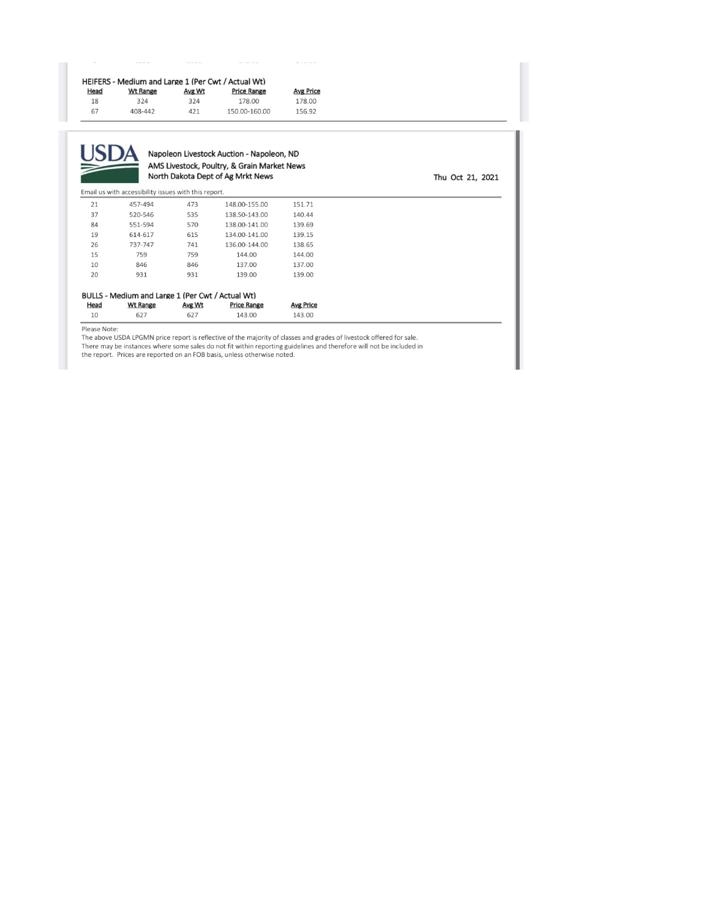HEIFERS - Medium and Large 1 (Per Cwt / Actual Wt)

| Head | Wt Range | Avg Wt | Price Range | Avg Price |
|---|---|---|---|---|
| 18 | 324 | 324 | 178.00 | 178.00 |
| 67 | 408-442 | 421 | 150.00-160.00 | 156.92 |

**USDA** Napoleon Livestock Auction - Napoleon, ND
AMS Livestock, Poultry, & Grain Market News
North Dakota Dept of Ag Mrkt News

Thu Oct 21, 2021

Email us with accessibility issues with this report.

| | | | | |
|---|---|---|---|---|
| 21 | 457-494 | 473 | 148.00-155.00 | 151.71 |
| 37 | 520-546 | 535 | 138.50-143.00 | 140.44 |
| 84 | 551-594 | 570 | 138.00-141.00 | 139.69 |
| 19 | 614-617 | 615 | 134.00-141.00 | 139.15 |
| 26 | 737-747 | 741 | 136.00-144.00 | 138.65 |
| 15 | 759 | 759 | 144.00 | 144.00 |
| 10 | 846 | 846 | 137.00 | 137.00 |
| 20 | 931 | 931 | 139.00 | 139.00 |

BULLS - Medium and Large 1 (Per Cwt / Actual Wt)

| Head | Wt Range | Avg Wt | Price Range | Avg Price |
|---|---|---|---|---|
| 10 | 627 | 627 | 143.00 | 143.00 |

Please Note:
The above USDA LPGMN price report is reflective of the majority of classes and grades of livestock offered for sale. There may be instances where some sales do not fit within reporting guidelines and therefore will not be included in the report. Prices are reported on an FOB basis, unless otherwise noted.